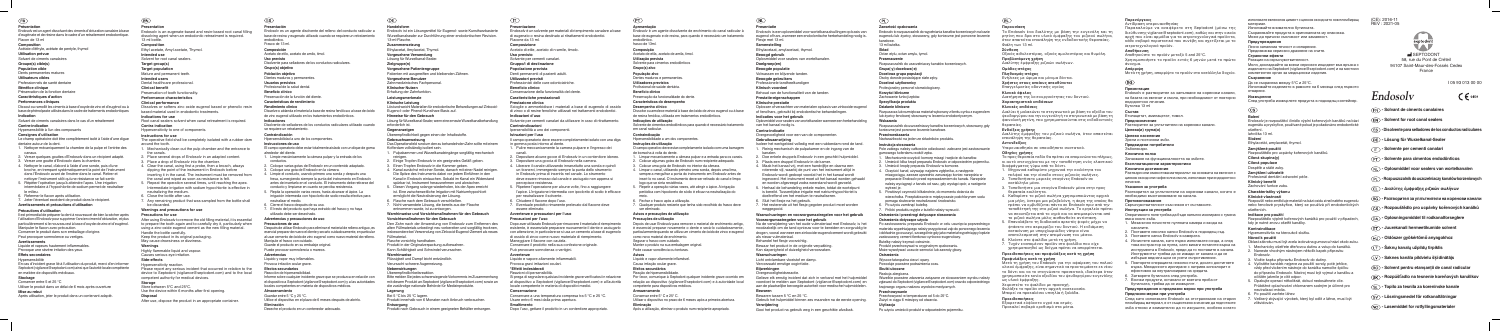# Endosolv

## EN

**Presentation**
Endosolv is an eugenol-based and resin-based root canal filling paste dissolving agent.

**Composition**
Formaldehyde, Amyl acetate, Thymol

**Intended use**
Solvent for root canal sealers.

**Target population**
Mature and permanent teeth.

**Intended users**
Dental healthcare professional.

**Clinical benefit**
Preservation of tooth functionality.

**Performance characteristics**
Dissolves root canal filling pastes.

**Indication**
Solvent for root canal cements.

**Contraindication**
Hypersensitivity to one of components.

**Instructions for use**

1. Isolate the tooth.
2. Mechanically clean out the pulp chamber and the entrance to the canals.
3. Place several drops of Endosolv in an adapted container.
4. Using a file, apply Endosolv into the canal.
5. Use the cement-dissolving effect of Endosolv.
6. Remove the dissolved cement.
7. Repeat the operation several times, until reaching the apex.
8. Irrigate the canal.
9. Dry the canal.
10. Fill the canal.

**Precautions for use**
Keep out of the reach of children.

**Warnings**
Highly flammable liquid and vapour. Causes serious eye irritation.

**Adverse effects**
Hypersensitivity.

**Notification**
Please report any serious incident that occurred in relation to the device to Septodont and the competent authority.

**Storage**
Store between 4°C and 25°C.
Use the vial within 6 months after first opening.

**Disposal**
After use, dispose the product in an appropriate container.

---

**Endosolv**

CE 0459

SEPTODONT
58, rue du Pont de Créteil
94107 Saint-Maur-des-Fossés Cedex
France

- **(FR)** Solvant de ciments canalaires
- **(EN)** Solvent for root canal cements
- **(ES)** Disolvente para cementos de los conductos radiculares
- **(DE)** Lösungsmittel für Wurzelkanalzemente
- **(IT)** Solvente per cementi canalari
- **(PT)** Solvente para cimentos endodônticos
- **(NL)** Oplosmiddel voor sealers van wortelkanalen
- **(HU)** Gyökércsatorna-cement oldószer
- **(RU)** Растворитель для корневых цементов